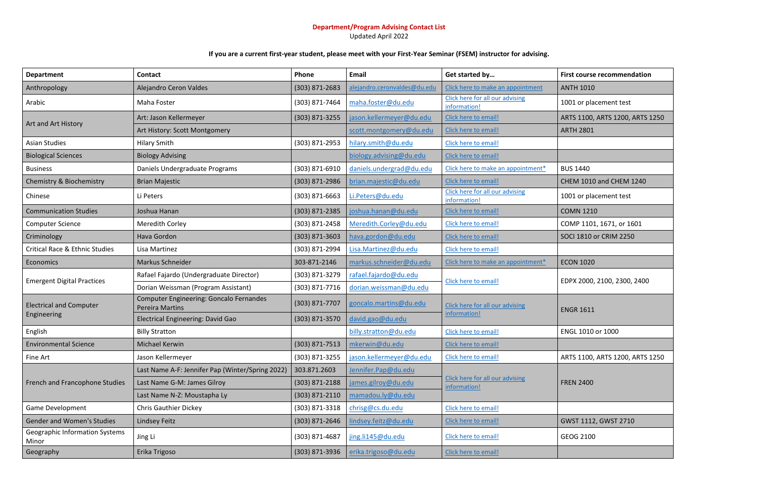**Department/Program Advising Contact List**
Updated April 2022

**If you are a current first-year student, please meet with your First-Year Seminar (FSEM) instructor for advising.**

| Department | Contact | Phone | Email | Get started by… | First course recommendation |
|---|---|---|---|---|---|
| Anthropology | Alejandro Ceron Valdes | (303) 871-2683 | alejandro.ceronvaldes@du.edu | Click here to make an appointment | ANTH 1010 |
| Arabic | Maha Foster | (303) 871-7464 | maha.foster@du.edu | Click here for all our advising information! | 1001 or placement test |
| Art and Art History | Art: Jason Kellermeyer | (303) 871-3255 | jason.kellermeyer@du.edu | Click here to email! | ARTS 1100, ARTS 1200, ARTS 1250 |
| | Art History: Scott Montgomery | | scott.montgomery@du.edu | Click here to email! | ARTH 2801 |
| Asian Studies | Hilary Smith | (303) 871-2953 | hilary.smith@du.edu | Click here to email! | |
| Biological Sciences | Biology Advising | | biology.advising@du.edu | Click here to email! | |
| Business | Daniels Undergraduate Programs | (303) 871-6910 | daniels.undergrad@du.edu | Click here to make an appointment* | BUS 1440 |
| Chemistry & Biochemistry | Brian Majestic | (303) 871-2986 | brian.majestic@du.edu | Click here to email! | CHEM 1010 and CHEM 1240 |
| Chinese | Li Peters | (303) 871-6663 | Li.Peters@du.edu | Click here for all our advising information! | 1001 or placement test |
| Communication Studies | Joshua Hanan | (303) 871-2385 | joshua.hanan@du.edu | Click here to email! | COMN 1210 |
| Computer Science | Meredith Corley | (303) 871-2458 | Meredith.Corley@du.edu | Click here to email! | COMP 1101, 1671, or 1601 |
| Criminology | Hava Gordon | (303) 871-3603 | hava.gordon@du.edu | Click here to email! | SOCI 1810 or CRIM 2250 |
| Critical Race & Ethnic Studies | Lisa Martinez | (303) 871-2994 | Lisa.Martinez@du.edu | Click here to email! | |
| Economics | Markus Schneider | 303-871-2146 | markus.schneider@du.edu | Click here to make an appointment* | ECON 1020 |
| Emergent Digital Practices | Rafael Fajardo (Undergraduate Director) | (303) 871-3279 | rafael.fajardo@du.edu | Click here to email! | EDPX 2000, 2100, 2300, 2400 |
| | Dorian Weissman (Program Assistant) | (303) 871-7716 | dorian.weissman@du.edu | | |
| Electrical and Computer Engineering | Computer Engineering: Goncalo Fernandes Pereira Martins | (303) 871-7707 | goncalo.martins@du.edu | Click here for all our advising information! | ENGR 1611 |
| | Electrical Engineering: David Gao | (303) 871-3570 | david.gao@du.edu | | |
| English | Billy Stratton | | billy.stratton@du.edu | Click here to email! | ENGL 1010 or 1000 |
| Environmental Science | Michael Kerwin | (303) 871-7513 | mkerwin@du.edu | Click here to email! | |
| Fine Art | Jason Kellermeyer | (303) 871-3255 | jason.kellermeyer@du.edu | Click here to email! | ARTS 1100, ARTS 1200, ARTS 1250 |
| French and Francophone Studies | Last Name A-F: Jennifer Pap (Winter/Spring 2022) | 303.871.2603 | Jennifer.Pap@du.edu | Click here for all our advising information! | FREN 2400 |
| | Last Name G-M: James Gilroy | (303) 871-2188 | james.gilroy@du.edu | | |
| | Last Name N-Z: Moustapha Ly | (303) 871-2110 | mamadou.ly@du.edu | | |
| Game Development | Chris Gauthier Dickey | (303) 871-3318 | chrisg@cs.du.edu | Click here to email! | |
| Gender and Women's Studies | Lindsey Feitz | (303) 871-2646 | lindsey.feitz@du.edu | Click here to email! | GWST 1112, GWST 2710 |
| Geographic Information Systems Minor | Jing Li | (303) 871-4687 | jing.li145@du.edu | Click here to email! | GEOG 2100 |
| Geography | Erika Trigoso | (303) 871-3936 | erika.trigoso@du.edu | Click here to email! | |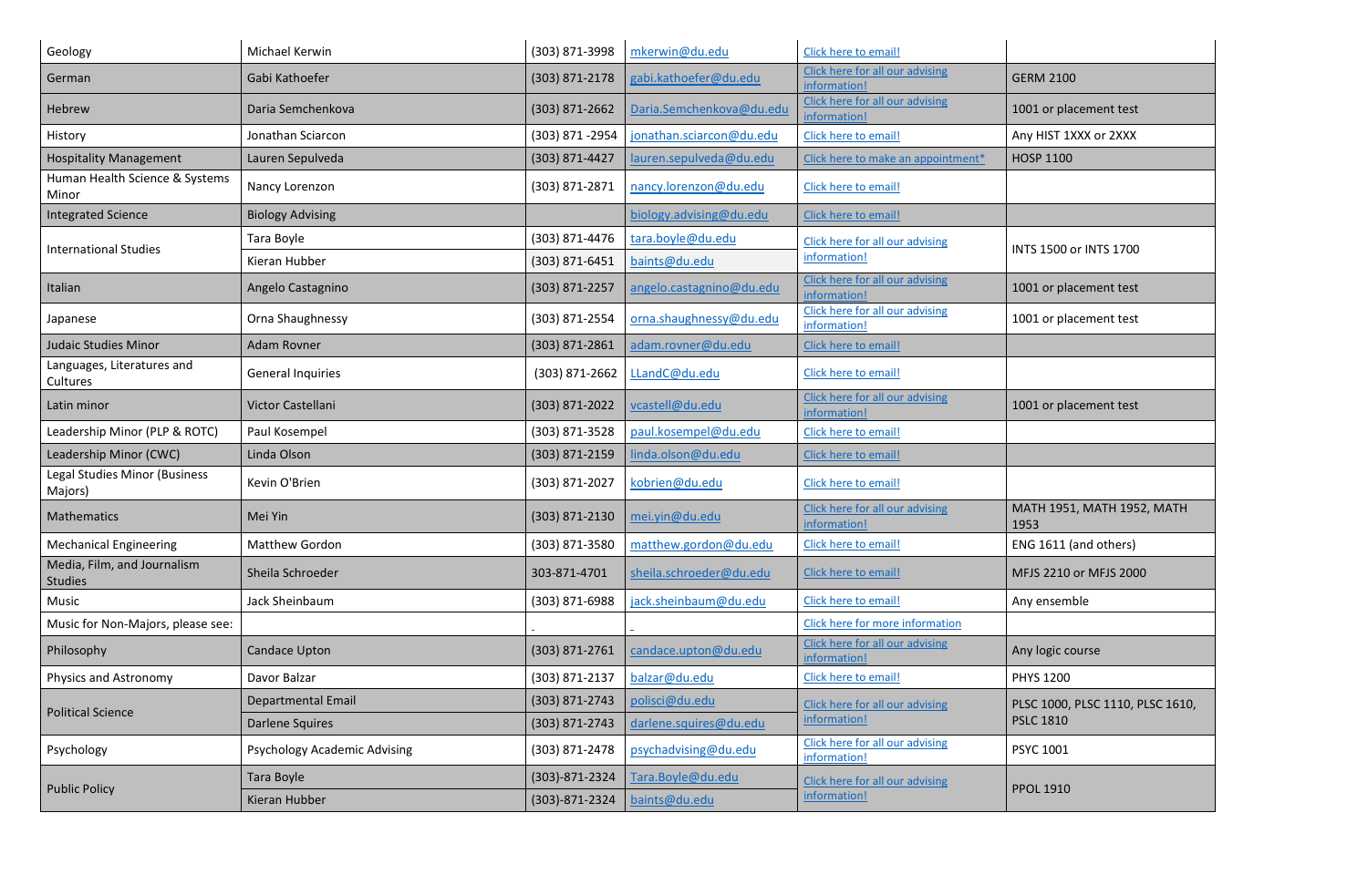| | | | | | |
|---|---|---|---|---|---|
| Geology | Michael Kerwin | (303) 871-3998 | mkerwin@du.edu | Click here to email! | |
| German | Gabi Kathoefer | (303) 871-2178 | gabi.kathoefer@du.edu | Click here for all our advising information! | GERM 2100 |
| Hebrew | Daria Semchenkova | (303) 871-2662 | Daria.Semchenkova@du.edu | Click here for all our advising information! | 1001 or placement test |
| History | Jonathan Sciarcon | (303) 871 -2954 | jonathan.sciarcon@du.edu | Click here to email! | Any HIST 1XXX or 2XXX |
| Hospitality Management | Lauren Sepulveda | (303) 871-4427 | lauren.sepulveda@du.edu | Click here to make an appointment* | HOSP 1100 |
| Human Health Science & Systems Minor | Nancy Lorenzon | (303) 871-2871 | nancy.lorenzon@du.edu | Click here to email! | |
| Integrated Science | Biology Advising | | biology.advising@du.edu | Click here to email! | |
| International Studies | Tara Boyle | (303) 871-4476 | tara.boyle@du.edu | Click here for all our advising information! | INTS 1500 or INTS 1700 |
| | Kieran Hubber | (303) 871-6451 | baints@du.edu | | |
| Italian | Angelo Castagnino | (303) 871-2257 | angelo.castagnino@du.edu | Click here for all our advising information! | 1001 or placement test |
| Japanese | Orna Shaughnessy | (303) 871-2554 | orna.shaughnessy@du.edu | Click here for all our advising information! | 1001 or placement test |
| Judaic Studies Minor | Adam Rovner | (303) 871-2861 | adam.rovner@du.edu | Click here to email! | |
| Languages, Literatures and Cultures | General Inquiries | (303) 871-2662 | LLandC@du.edu | Click here to email! | |
| Latin minor | Victor Castellani | (303) 871-2022 | vcastell@du.edu | Click here for all our advising information! | 1001 or placement test |
| Leadership Minor (PLP & ROTC) | Paul Kosempel | (303) 871-3528 | paul.kosempel@du.edu | Click here to email! | |
| Leadership Minor (CWC) | Linda Olson | (303) 871-2159 | linda.olson@du.edu | Click here to email! | |
| Legal Studies Minor (Business Majors) | Kevin O'Brien | (303) 871-2027 | kobrien@du.edu | Click here to email! | |
| Mathematics | Mei Yin | (303) 871-2130 | mei.yin@du.edu | Click here for all our advising information! | MATH 1951, MATH 1952, MATH 1953 |
| Mechanical Engineering | Matthew Gordon | (303) 871-3580 | matthew.gordon@du.edu | Click here to email! | ENG 1611 (and others) |
| Media, Film, and Journalism Studies | Sheila Schroeder | 303-871-4701 | sheila.schroeder@du.edu | Click here to email! | MFJS 2210 or MFJS 2000 |
| Music | Jack Sheinbaum | (303) 871-6988 | jack.sheinbaum@du.edu | Click here to email! | Any ensemble |
| Music for Non-Majors, please see: | | - | - | Click here for more information | |
| Philosophy | Candace Upton | (303) 871-2761 | candace.upton@du.edu | Click here for all our advising information! | Any logic course |
| Physics and Astronomy | Davor Balzar | (303) 871-2137 | balzar@du.edu | Click here to email! | PHYS 1200 |
| Political Science | Departmental Email | (303) 871-2743 | polisci@du.edu | Click here for all our advising information! | PLSC 1000, PLSC 1110, PLSC 1610, PSLC 1810 |
| | Darlene Squires | (303) 871-2743 | darlene.squires@du.edu | | |
| Psychology | Psychology Academic Advising | (303) 871-2478 | psychadvising@du.edu | Click here for all our advising information! | PSYC 1001 |
| Public Policy | Tara Boyle | (303)-871-2324 | Tara.Boyle@du.edu | Click here for all our advising information! | PPOL 1910 |
| | Kieran Hubber | (303)-871-2324 | baints@du.edu | | |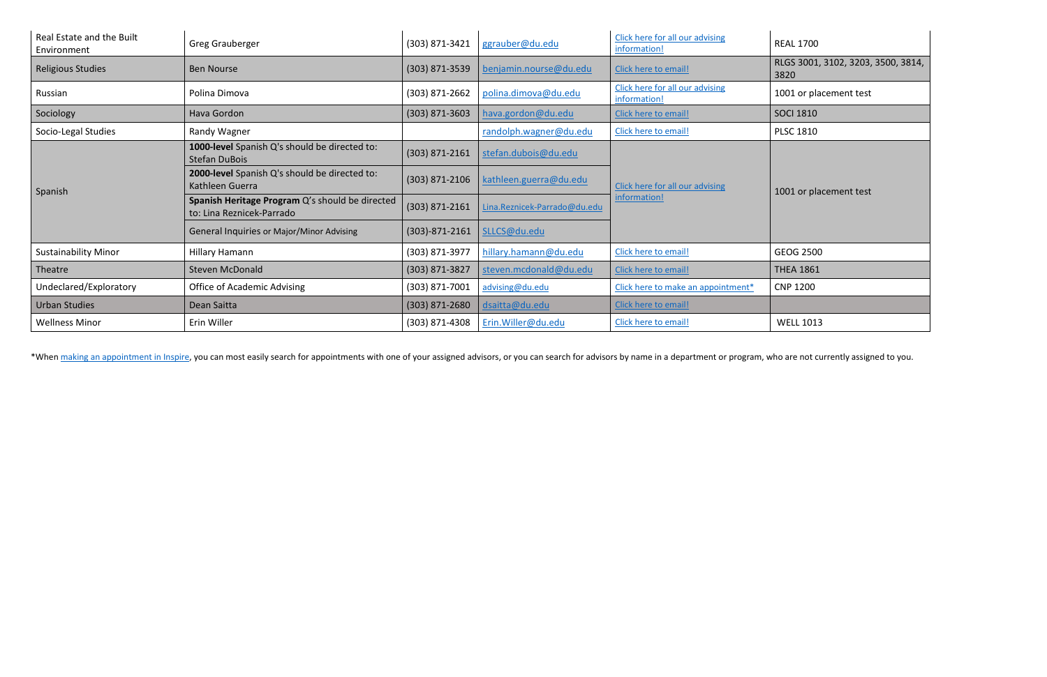| | | | | | |
|---|---|---|---|---|---|
| Real Estate and the Built Environment | Greg Grauberger | (303) 871-3421 | ggrauber@du.edu | Click here for all our advising information! | REAL 1700 |
| Religious Studies | Ben Nourse | (303) 871-3539 | benjamin.nourse@du.edu | Click here to email! | RLGS 3001, 3102, 3203, 3500, 3814, 3820 |
| Russian | Polina Dimova | (303) 871-2662 | polina.dimova@du.edu | Click here for all our advising information! | 1001 or placement test |
| Sociology | Hava Gordon | (303) 871-3603 | hava.gordon@du.edu | Click here to email! | SOCI 1810 |
| Socio-Legal Studies | Randy Wagner | | randolph.wagner@du.edu | Click here to email! | PLSC 1810 |
| Spanish | **1000-level** Spanish Q's should be directed to: Stefan DuBois | (303) 871-2161 | stefan.dubois@du.edu | Click here for all our advising information! | 1001 or placement test |
| | **2000-level** Spanish Q's should be directed to: Kathleen Guerra | (303) 871-2106 | kathleen.guerra@du.edu | | |
| | **Spanish Heritage Program** Q's should be directed to: Lina Reznicek-Parrado | (303) 871-2161 | Lina.Reznicek-Parrado@du.edu | | |
| | General Inquiries or Major/Minor Advising | (303)-871-2161 | SLLCS@du.edu | | |
| Sustainability Minor | Hillary Hamann | (303) 871-3977 | hillary.hamann@du.edu | Click here to email! | GEOG 2500 |
| Theatre | Steven McDonald | (303) 871-3827 | steven.mcdonald@du.edu | Click here to email! | THEA 1861 |
| Undeclared/Exploratory | Office of Academic Advising | (303) 871-7001 | advising@du.edu | Click here to make an appointment* | CNP 1200 |
| Urban Studies | Dean Saitta | (303) 871-2680 | dsaitta@du.edu | Click here to email! | |
| Wellness Minor | Erin Willer | (303) 871-4308 | Erin.Willer@du.edu | Click here to email! | WELL 1013 |

*When making an appointment in Inspire, you can most easily search for appointments with one of your assigned advisors, or you can search for advisors by name in a department or program, who are not currently assigned to you.